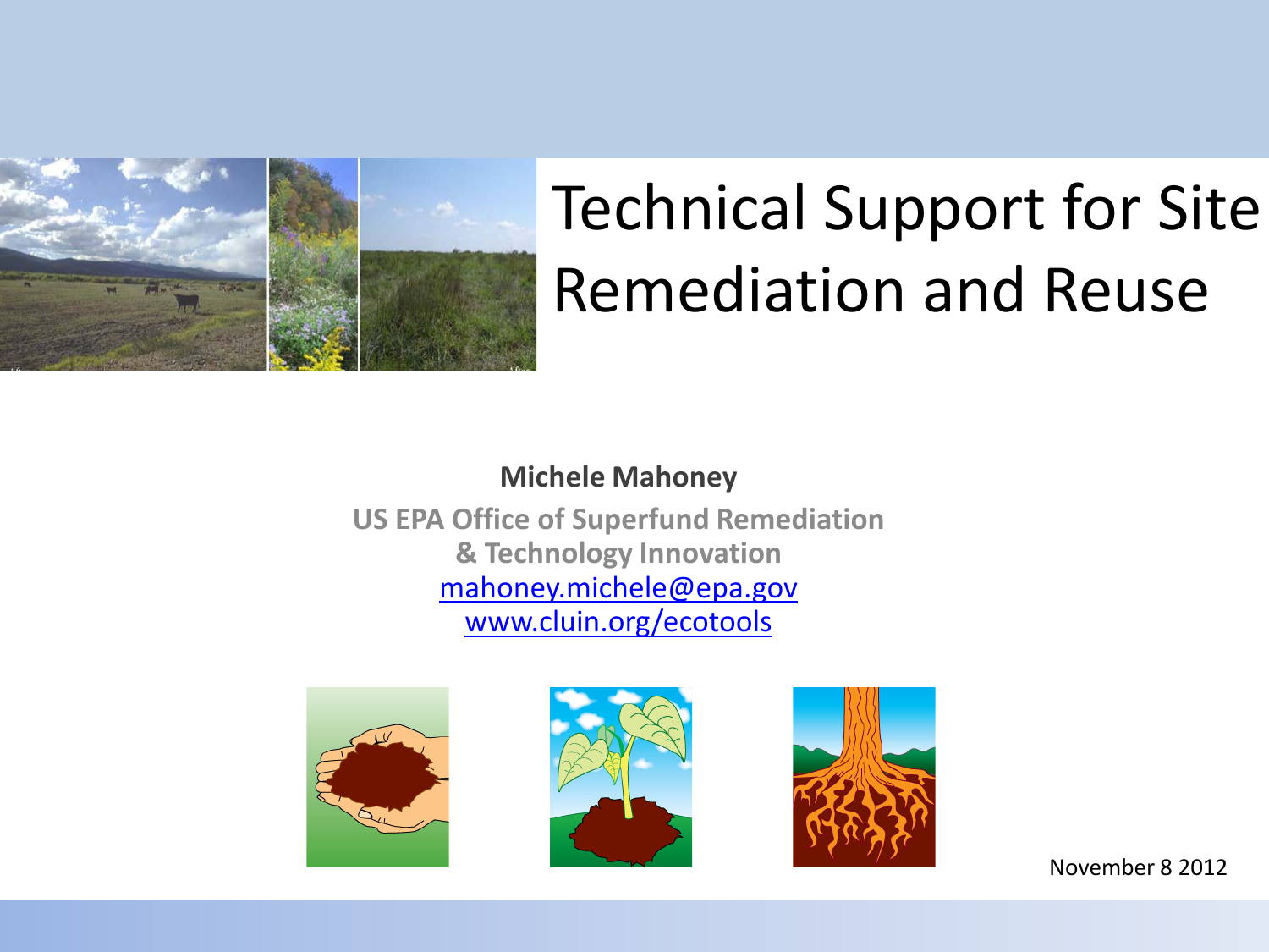# Technical Support for Site Remediation and Reuse

**Michele Mahoney**

**US EPA Office of Superfund Remediation & Technology Innovation**

mahoney.michele@epa.gov

www.cluin.org/ecotools

November 8 2012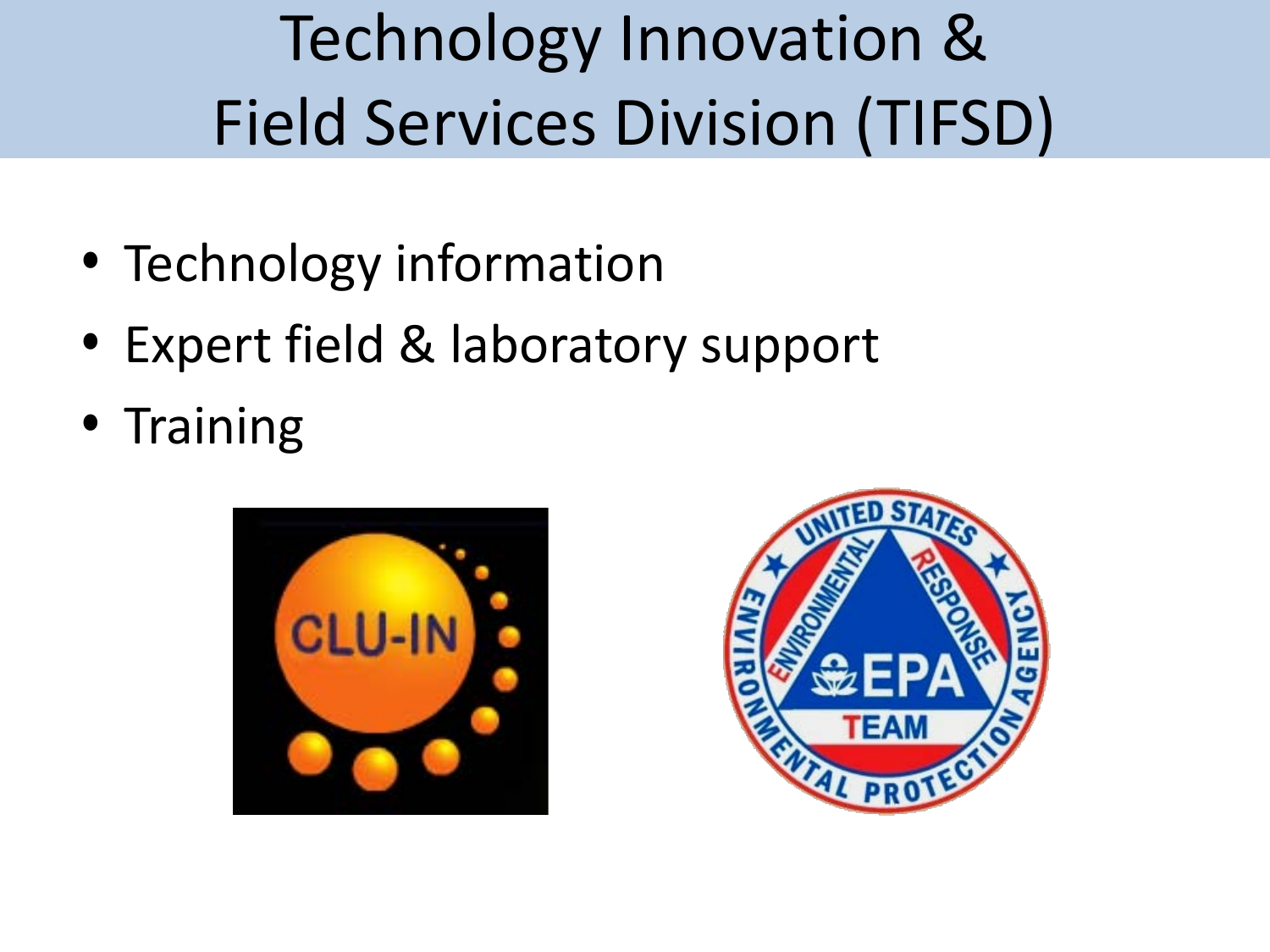# Technology Innovation & Field Services Division (TIFSD)

- Technology information
- Expert field & laboratory support
- Training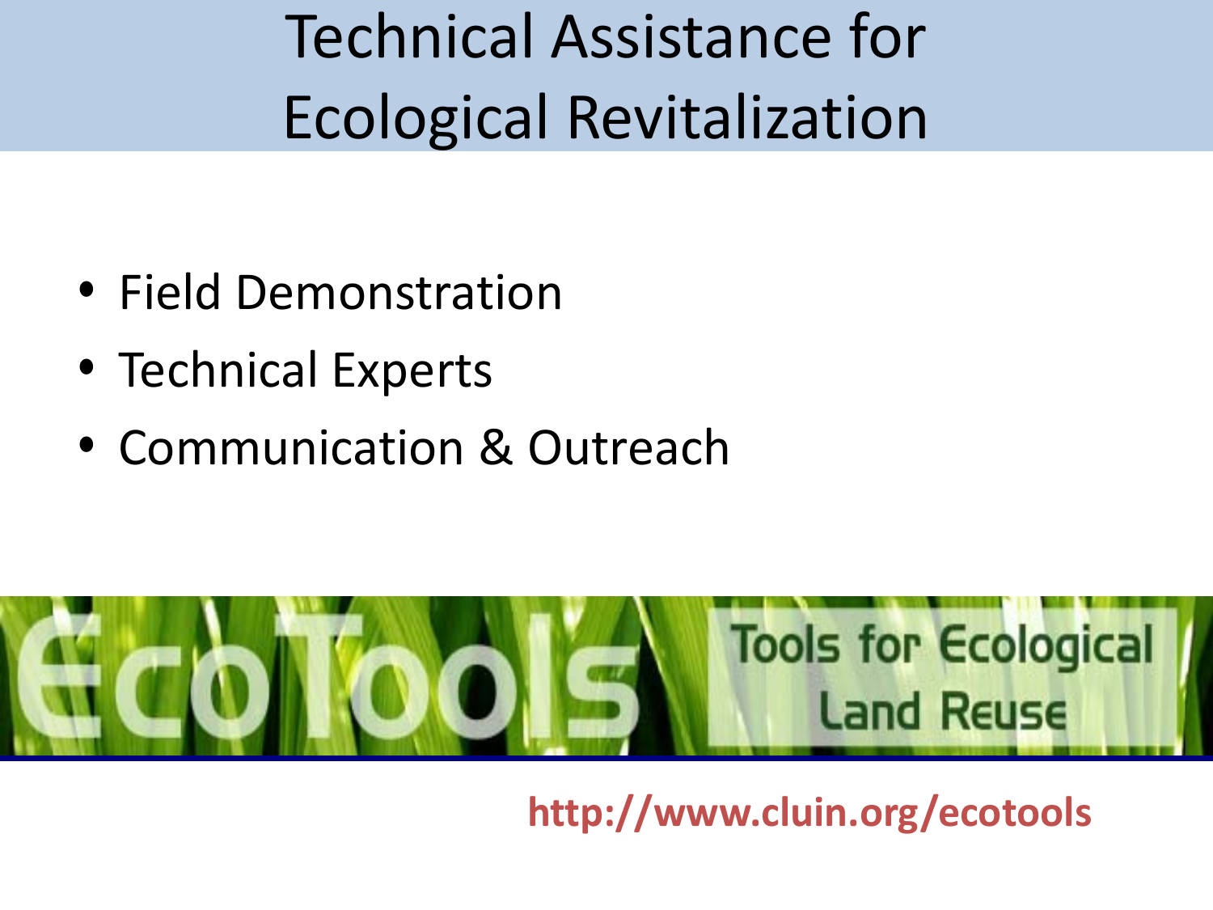# Technical Assistance for Ecological Revitalization

- Field Demonstration
- Technical Experts
- Communication & Outreach

EcoTools

Tools for Ecological Land Reuse

http://www.cluin.org/ecotools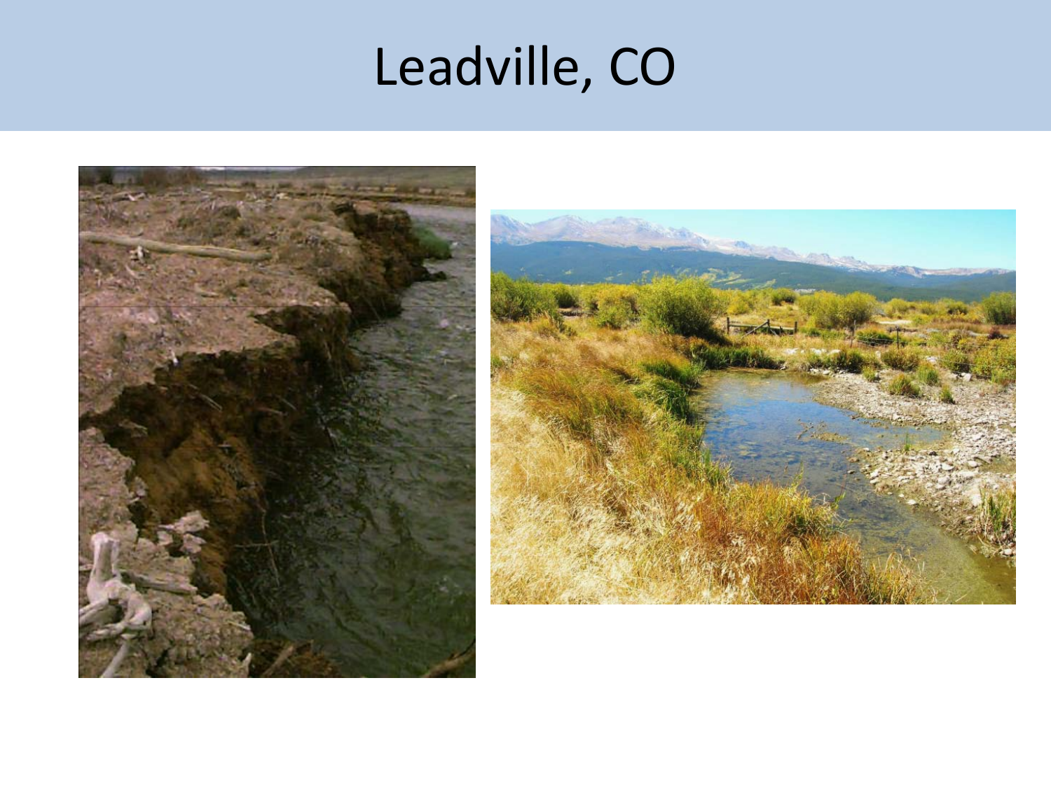# Leadville, CO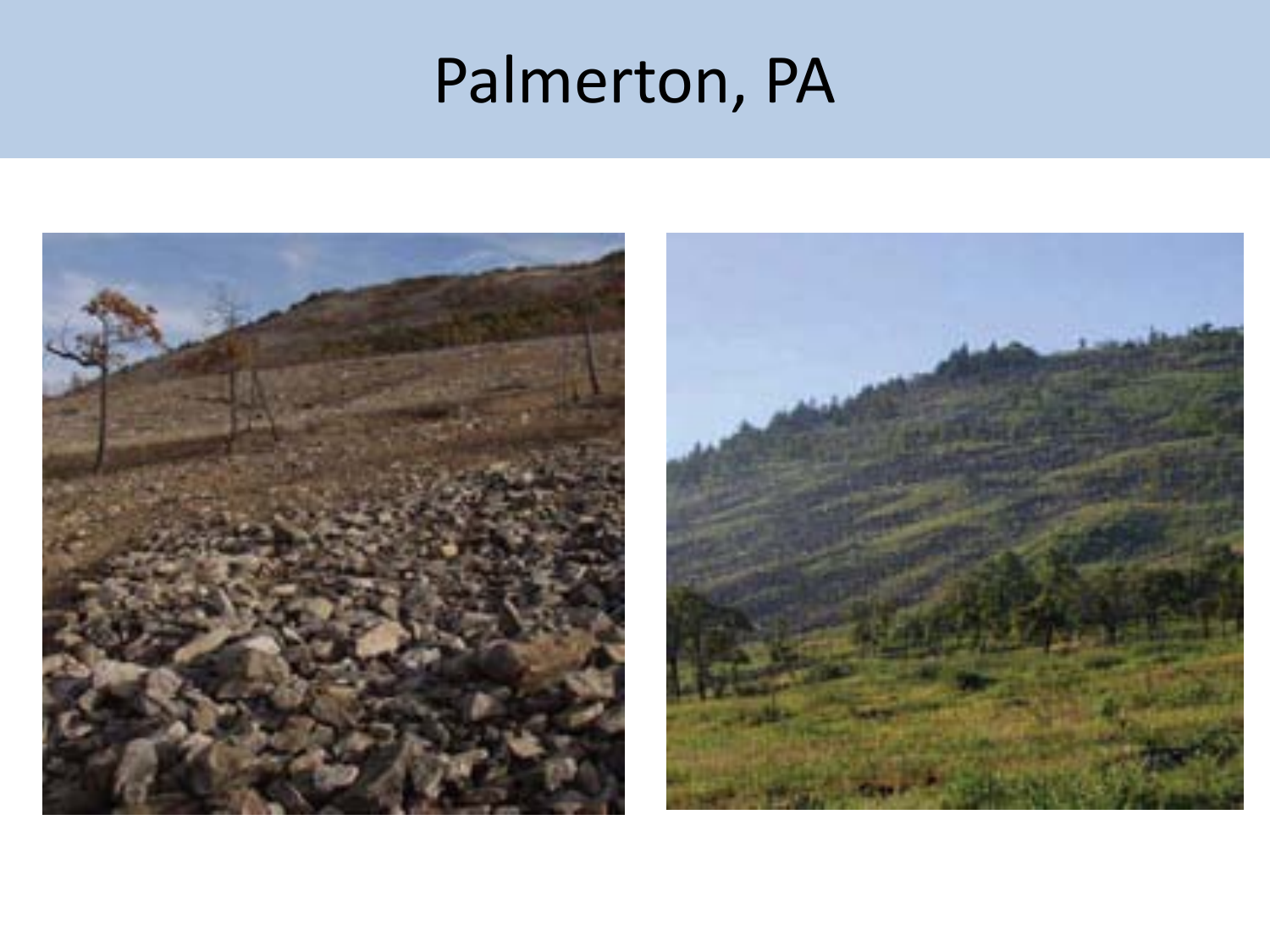# Palmerton, PA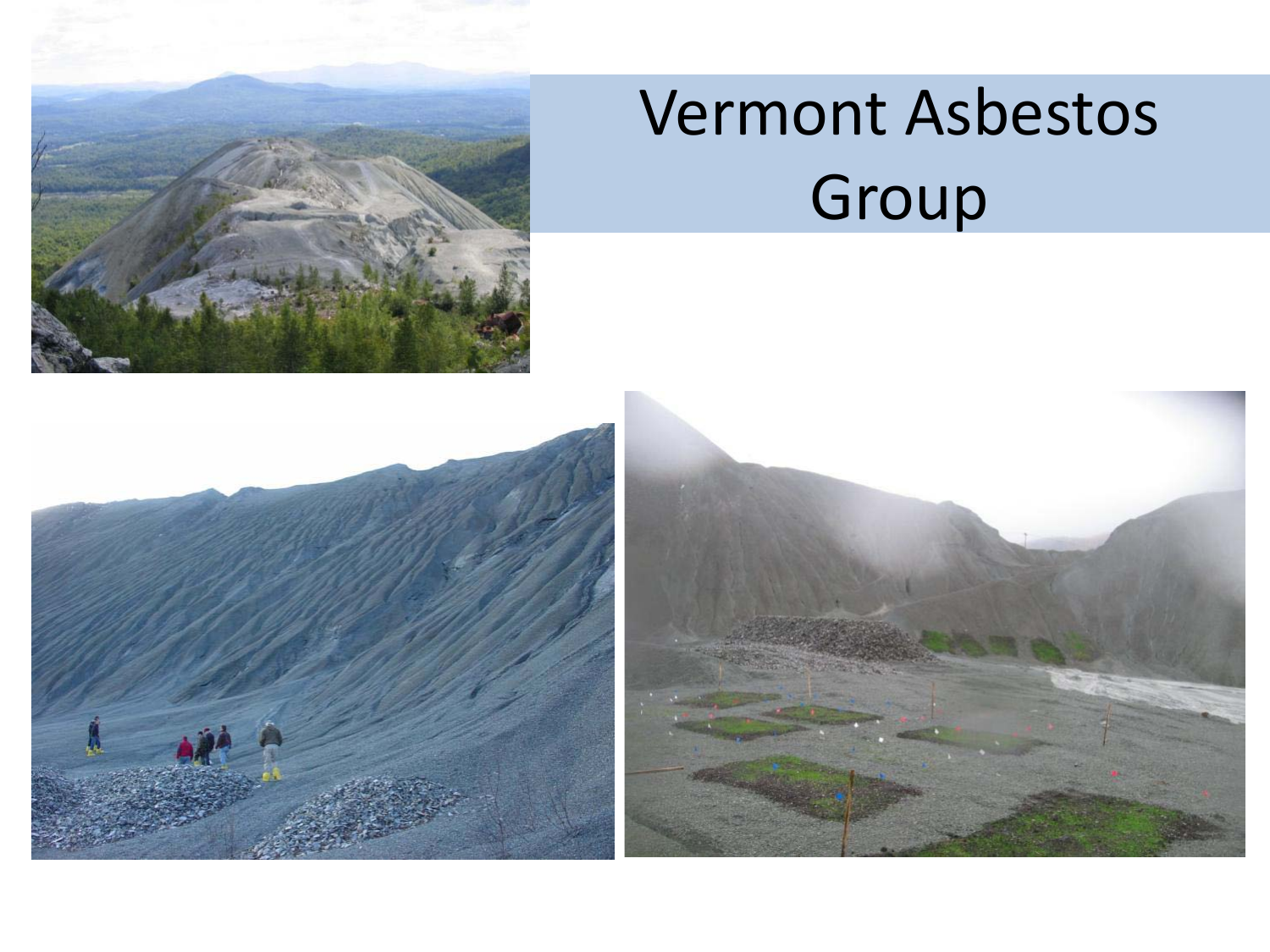# Vermont Asbestos Group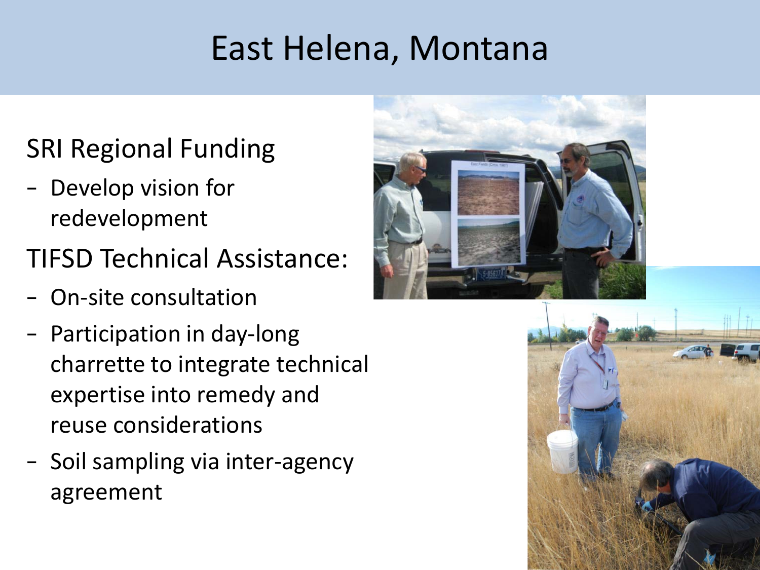# East Helena, Montana

SRI Regional Funding

- Develop vision for redevelopment

TIFSD Technical Assistance:

- On-site consultation
- Participation in day-long charrette to integrate technical expertise into remedy and reuse considerations
- Soil sampling via inter-agency agreement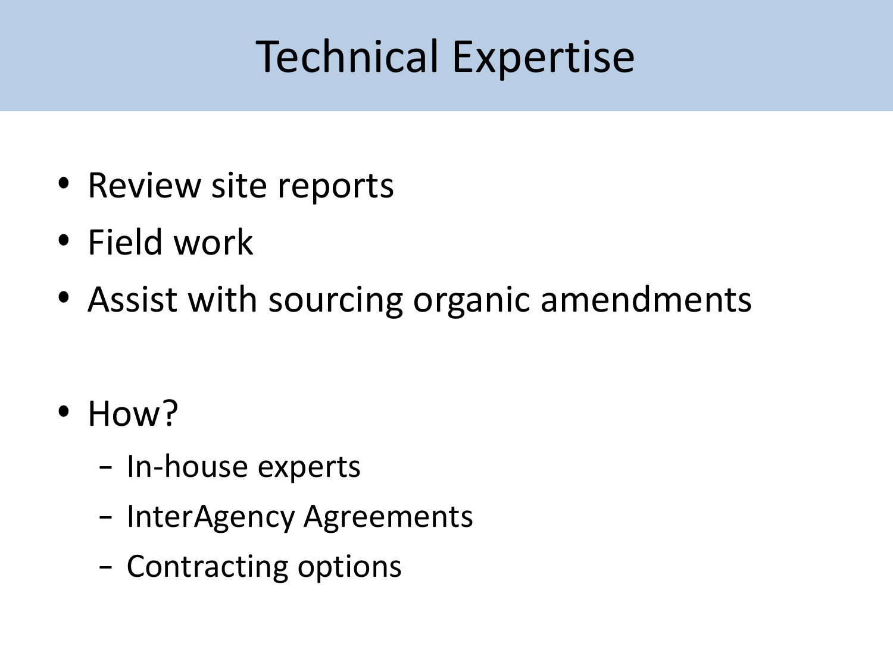# Technical Expertise

- Review site reports
- Field work
- Assist with sourcing organic amendments

- How?
  - In-house experts
  - InterAgency Agreements
  - Contracting options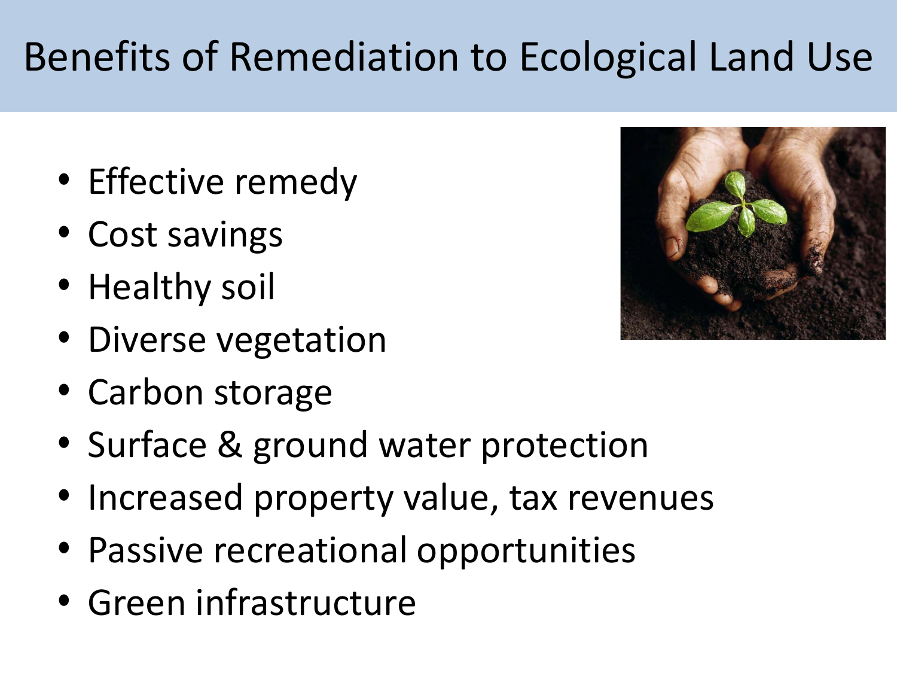# Benefits of Remediation to Ecological Land Use

- Effective remedy
- Cost savings
- Healthy soil
- Diverse vegetation
- Carbon storage
- Surface & ground water protection
- Increased property value, tax revenues
- Passive recreational opportunities
- Green infrastructure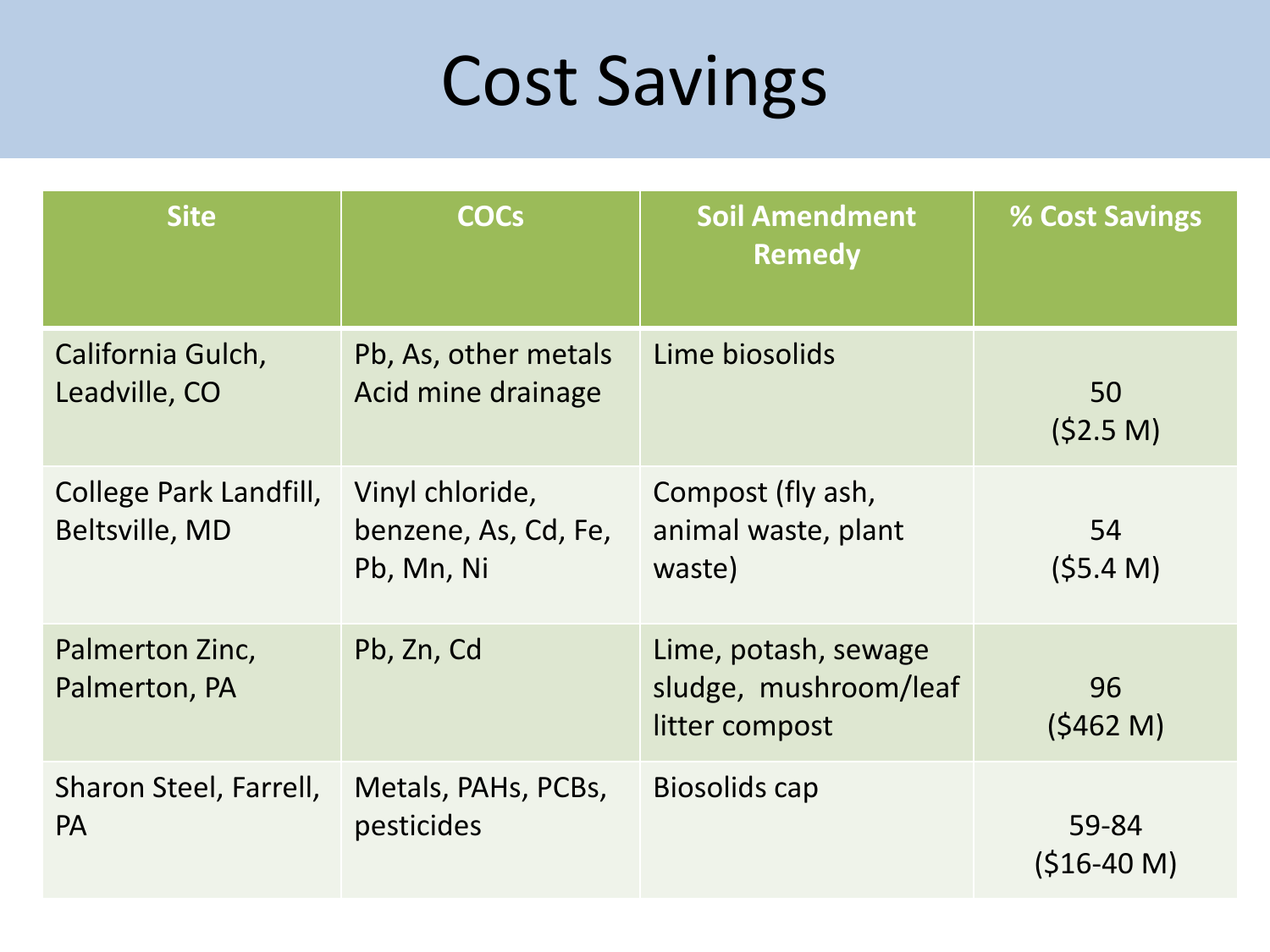# Cost Savings

| Site | COCs | Soil Amendment Remedy | % Cost Savings |
|---|---|---|---|
| California Gulch, Leadville, CO | Pb, As, other metals Acid mine drainage | Lime biosolids | 50 ($2.5 M) |
| College Park Landfill, Beltsville, MD | Vinyl chloride, benzene, As, Cd, Fe, Pb, Mn, Ni | Compost (fly ash, animal waste, plant waste) | 54 ($5.4 M) |
| Palmerton Zinc, Palmerton, PA | Pb, Zn, Cd | Lime, potash, sewage sludge, mushroom/leaf litter compost | 96 ($462 M) |
| Sharon Steel, Farrell, PA | Metals, PAHs, PCBs, pesticides | Biosolids cap | 59-84 ($16-40 M) |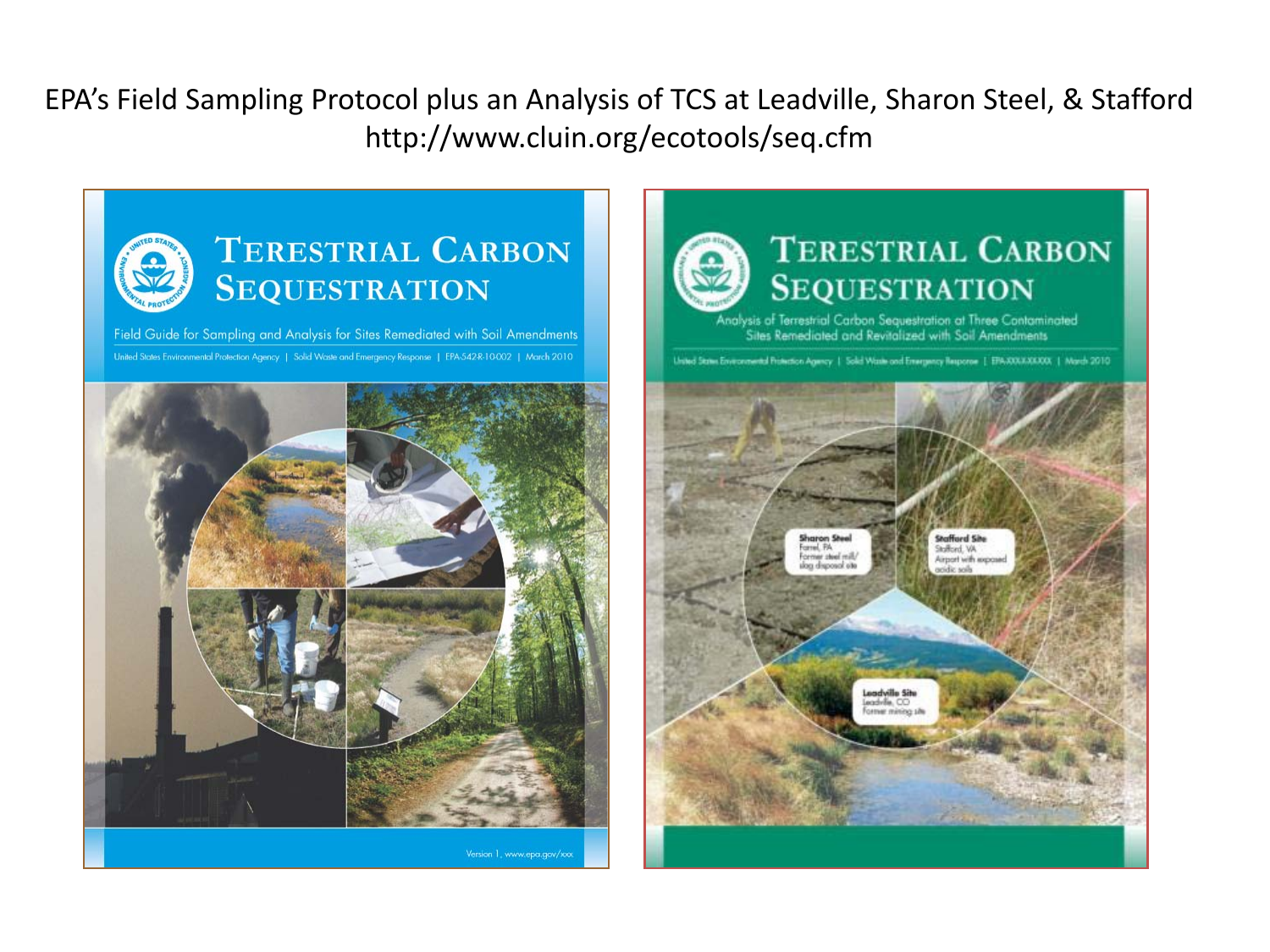EPA's Field Sampling Protocol plus an Analysis of TCS at Leadville, Sharon Steel, & Stafford
http://www.cluin.org/ecotools/seq.cfm

# Terrestrial Carbon Sequestration

Field Guide for Sampling and Analysis for Sites Remediated with Soil Amendments

United States Environmental Protection Agency | Solid Waste and Emergency Response | EPA-542R-10-002 | March 2010

Version 1, www.epa.gov/xxx

# Terrestrial Carbon Sequestration

Analysis of Terrestrial Carbon Sequestration at Three Contaminated Sites Remediated and Revitalized with Soil Amendments

United States Environmental Protection Agency | Solid Waste and Emergency Response | EPA-XXXX-XXXXX | March 2010

**Sharon Steel**
Farrel, PA
Former steel mill/ slag disposal site

**Stafford Site**
Stafford, VA
Airport with exposed acidic soils

**Leadville Site**
Leadville, CO
Former mining site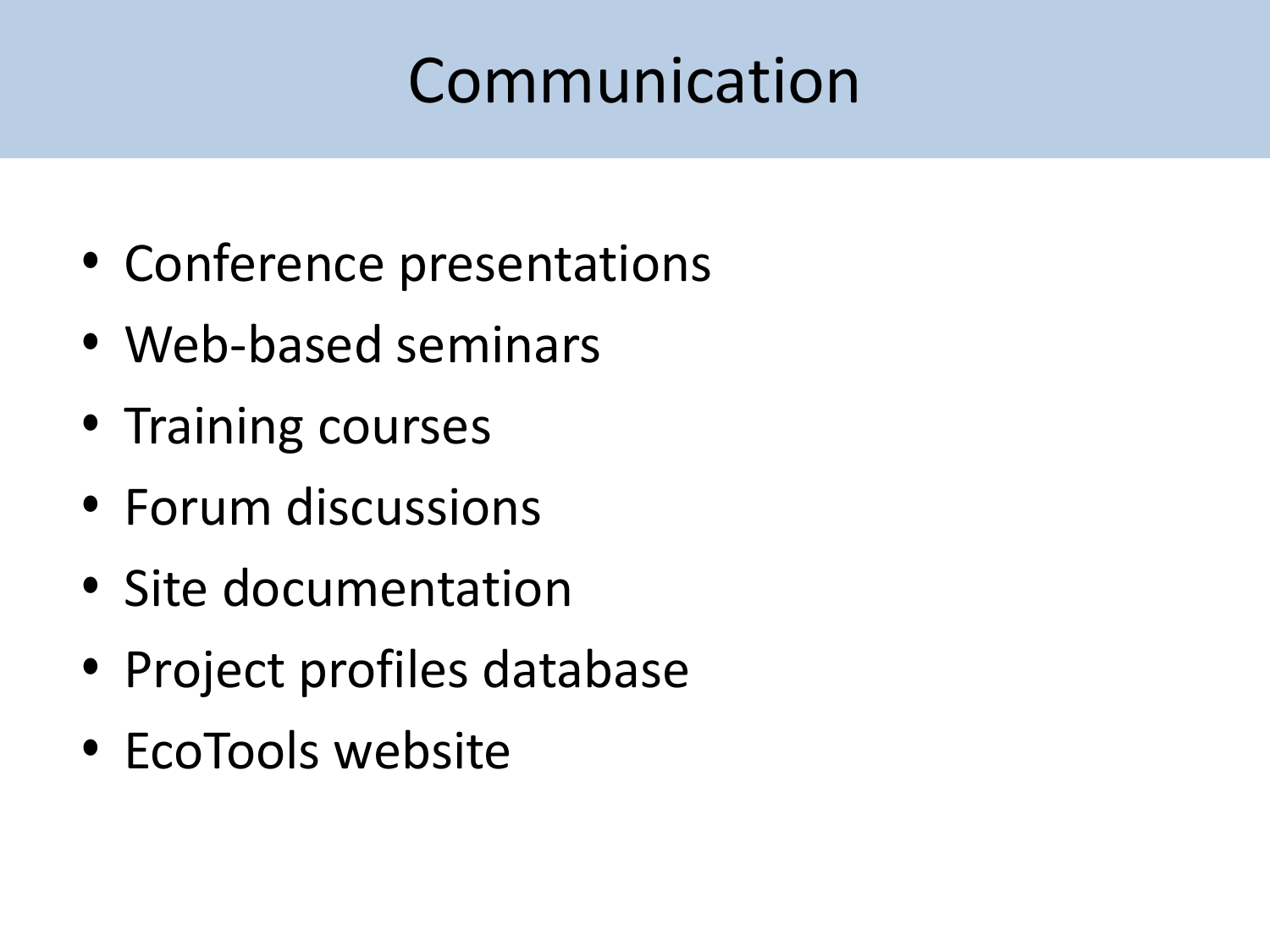# Communication

- Conference presentations
- Web-based seminars
- Training courses
- Forum discussions
- Site documentation
- Project profiles database
- EcoTools website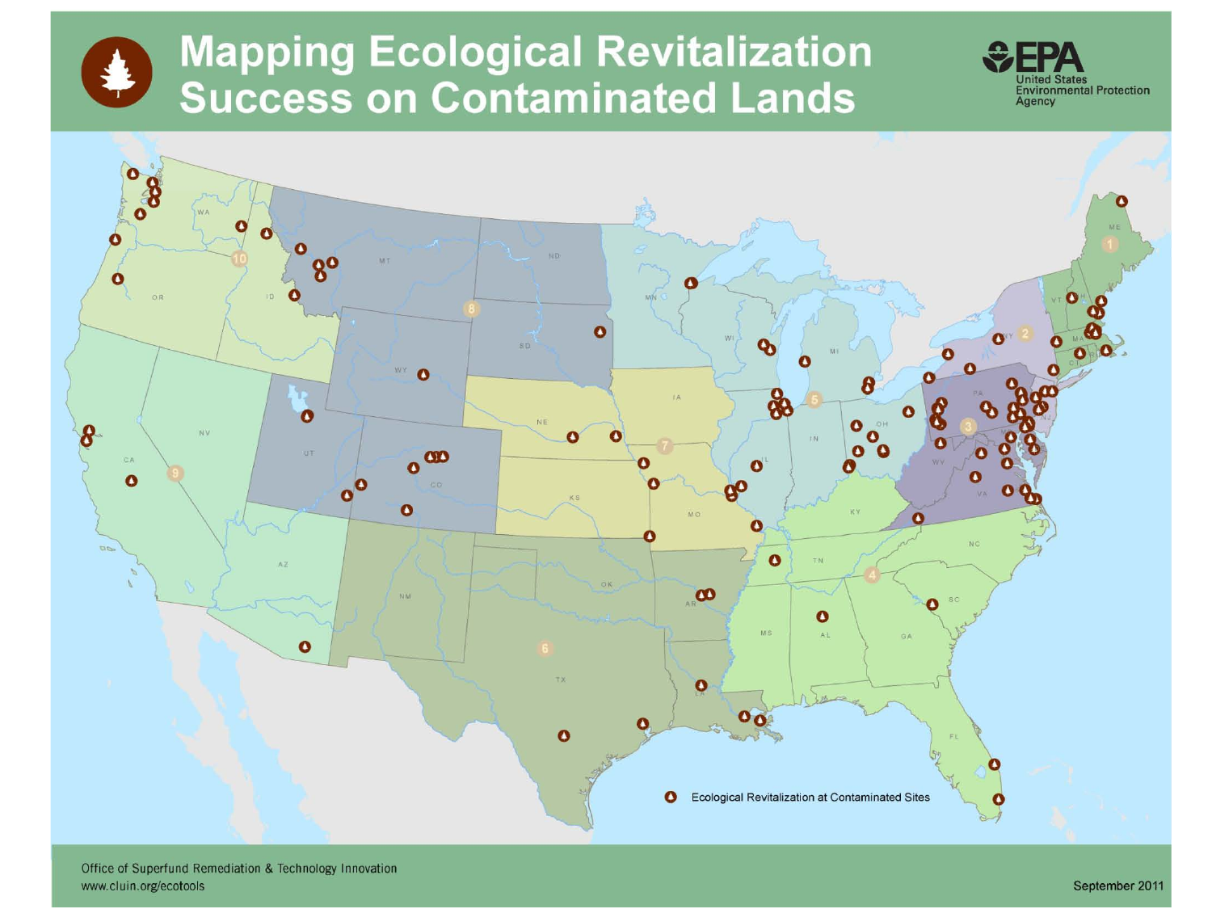# Mapping Ecological Revitalization Success on Contaminated Lands

United States Environmental Protection Agency

Ecological Revitalization at Contaminated Sites

Office of Superfund Remediation & Technology Innovation
www.cluin.org/ecotools

September 2011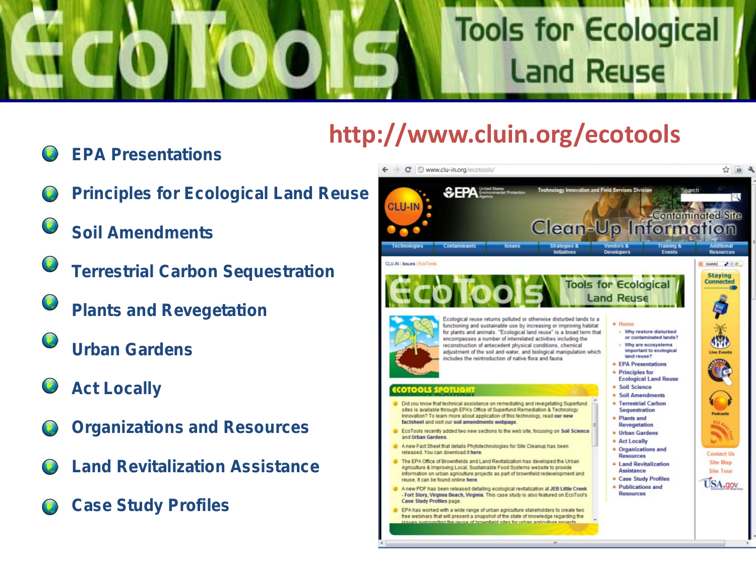# EcoTools: Tools for Ecological Land Reuse

http://www.cluin.org/ecotools

- EPA Presentations
- Principles for Ecological Land Reuse
- Soil Amendments
- Terrestrial Carbon Sequestration
- Plants and Revegetation
- Urban Gardens
- Act Locally
- Organizations and Resources
- Land Revitalization Assistance
- Case Study Profiles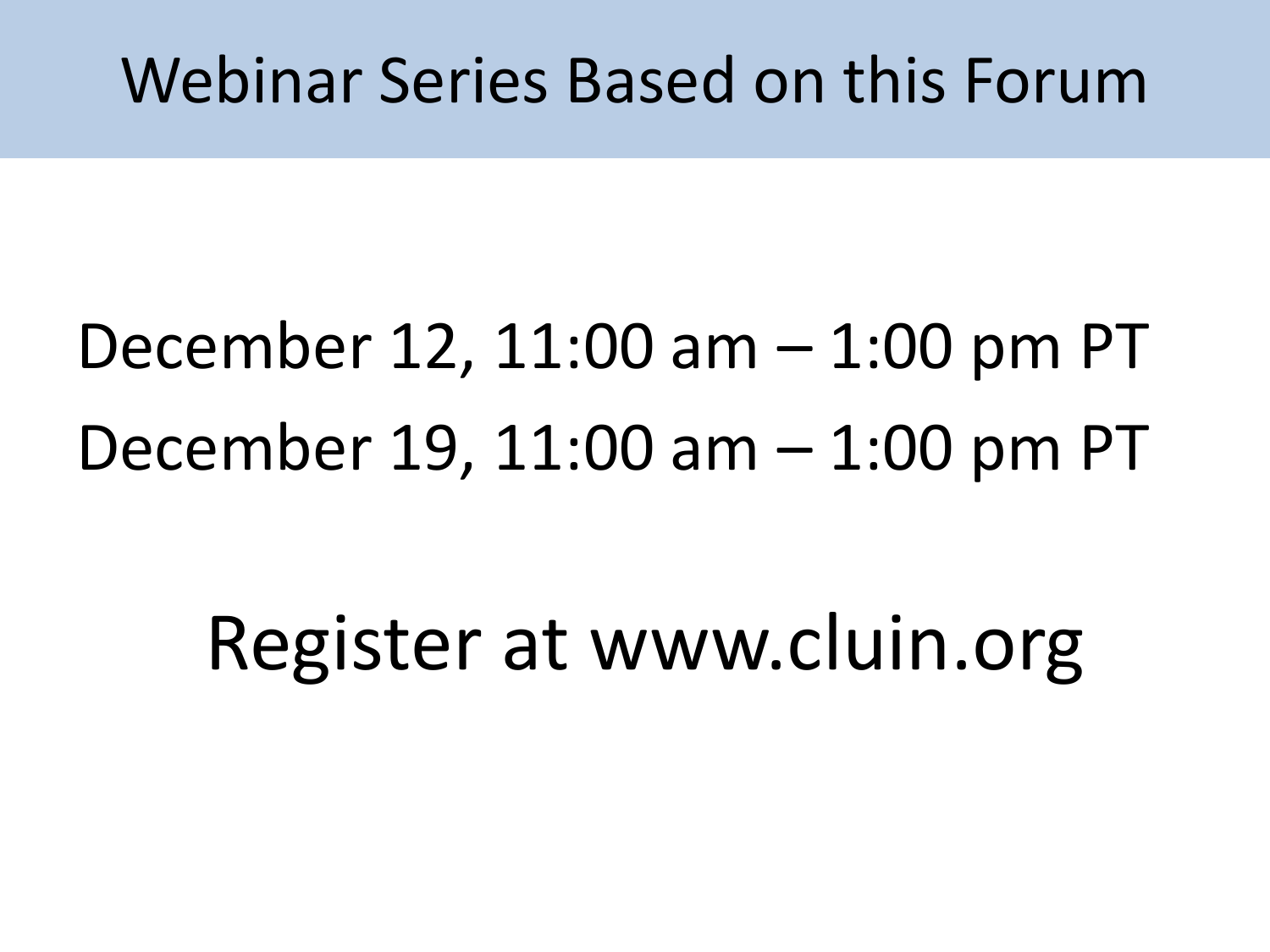# Webinar Series Based on this Forum

December 12, 11:00 am – 1:00 pm PT

December 19, 11:00 am – 1:00 pm PT

Register at www.cluin.org